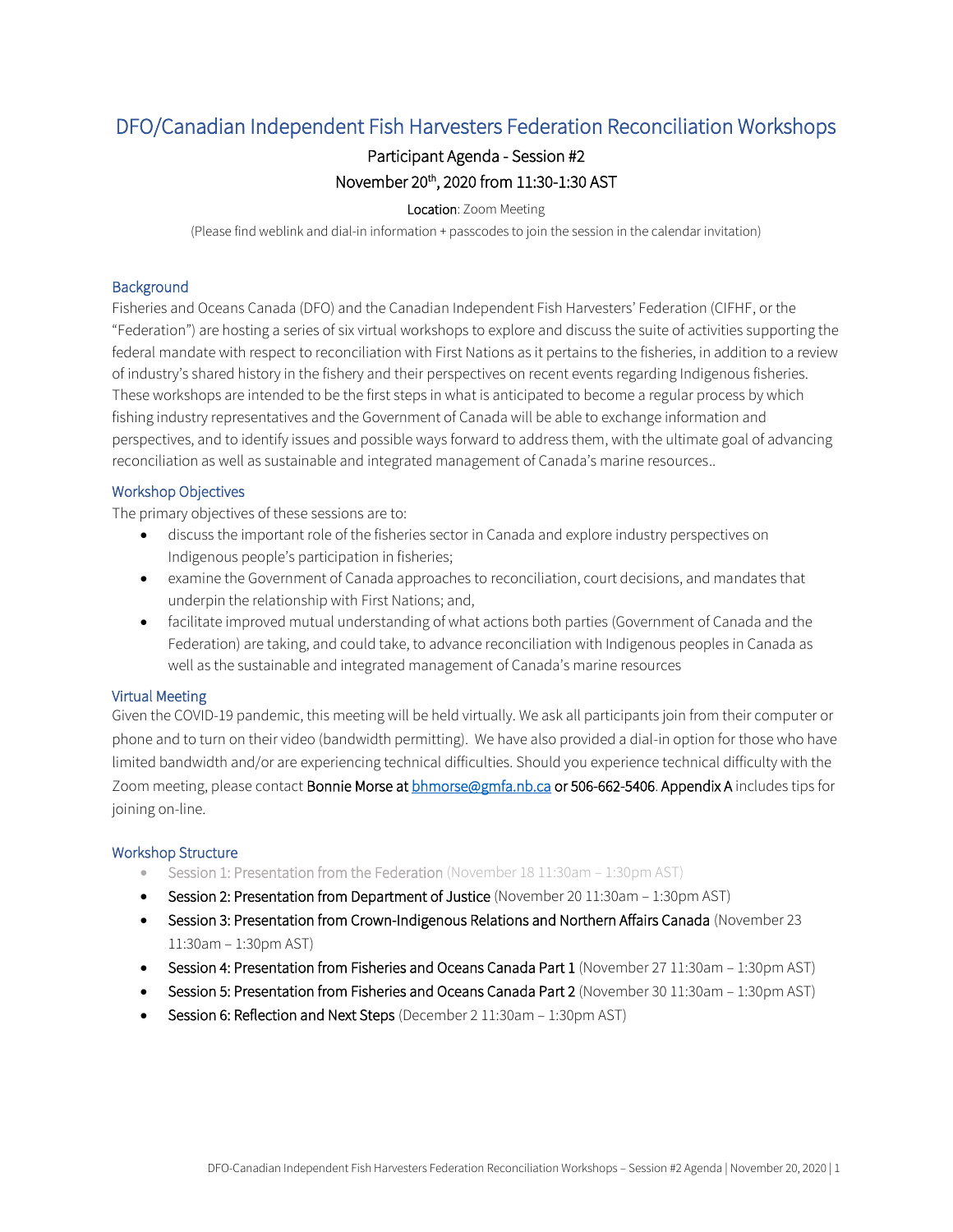# DFO/Canadian Independent Fish Harvesters Federation Reconciliation Workshops

## Participant Agenda - Session #2

## November 20th, 2020 from 11:30-1:30 AST

**Location**: Zoom Meeting

(Please find weblink and dial-in information + passcodes to join the session in the calendar invitation)

### Background

Fisheries and Oceans Canada (DFO) and the Canadian Independent Fish Harvesters' Federation (CIFHF, or the "Federation") are hosting a series of six virtual workshops to explore and discuss the suite of activities supporting the federal mandate with respect to reconciliation with First Nations as it pertains to the fisheries, in addition to a review of industry's shared history in the fishery and their perspectives on recent events regarding Indigenous fisheries. These workshops are intended to be the first steps in what is anticipated to become a regular process by which fishing industry representatives and the Government of Canada will be able to exchange information and perspectives, and to identify issues and possible ways forward to address them, with the ultimate goal of advancing reconciliation as well as sustainable and integrated management of Canada's marine resources..

### Workshop Objectives

The primary objectives of these sessions are to:

- discuss the important role of the fisheries sector in Canada and explore industry perspectives on Indigenous people's participation in fisheries;
- examine the Government of Canada approaches to reconciliation, court decisions, and mandates that underpin the relationship with First Nations; and,
- facilitate improved mutual understanding of what actions both parties (Government of Canada and the Federation) are taking, and could take, to advance reconciliation with Indigenous peoples in Canada as well as the sustainable and integrated management of Canada's marine resources

### Virtual Meeting

Given the COVID-19 pandemic, this meeting will be held virtually. We ask all participants join from their computer or phone and to turn on their video (bandwidth permitting). We have also provided a dial-in option for those who have limited bandwidth and/or are experiencing technical difficulties. Should you experience technical difficulty with the Zoom meeting, please contact **Bonnie Morse at bhmorse@gmfa.nb.ca or 506-662-5406**. **Appendix A** includes tips for joining on-line.

### Workshop Structure

- Session 1: Presentation from the Federation (November 18 11:30am – 1:30pm AST)
- Session 2: Presentation from Department of Justice (November 20 11:30am – 1:30pm AST)
- Session 3: Presentation from Crown-Indigenous Relations and Northern Affairs Canada (November 23 11:30am – 1:30pm AST)
- Session 4: Presentation from Fisheries and Oceans Canada Part 1 (November 27 11:30am – 1:30pm AST)
- Session 5: Presentation from Fisheries and Oceans Canada Part 2 (November 30 11:30am – 1:30pm AST)
- Session 6: Reflection and Next Steps (December 2 11:30am – 1:30pm AST)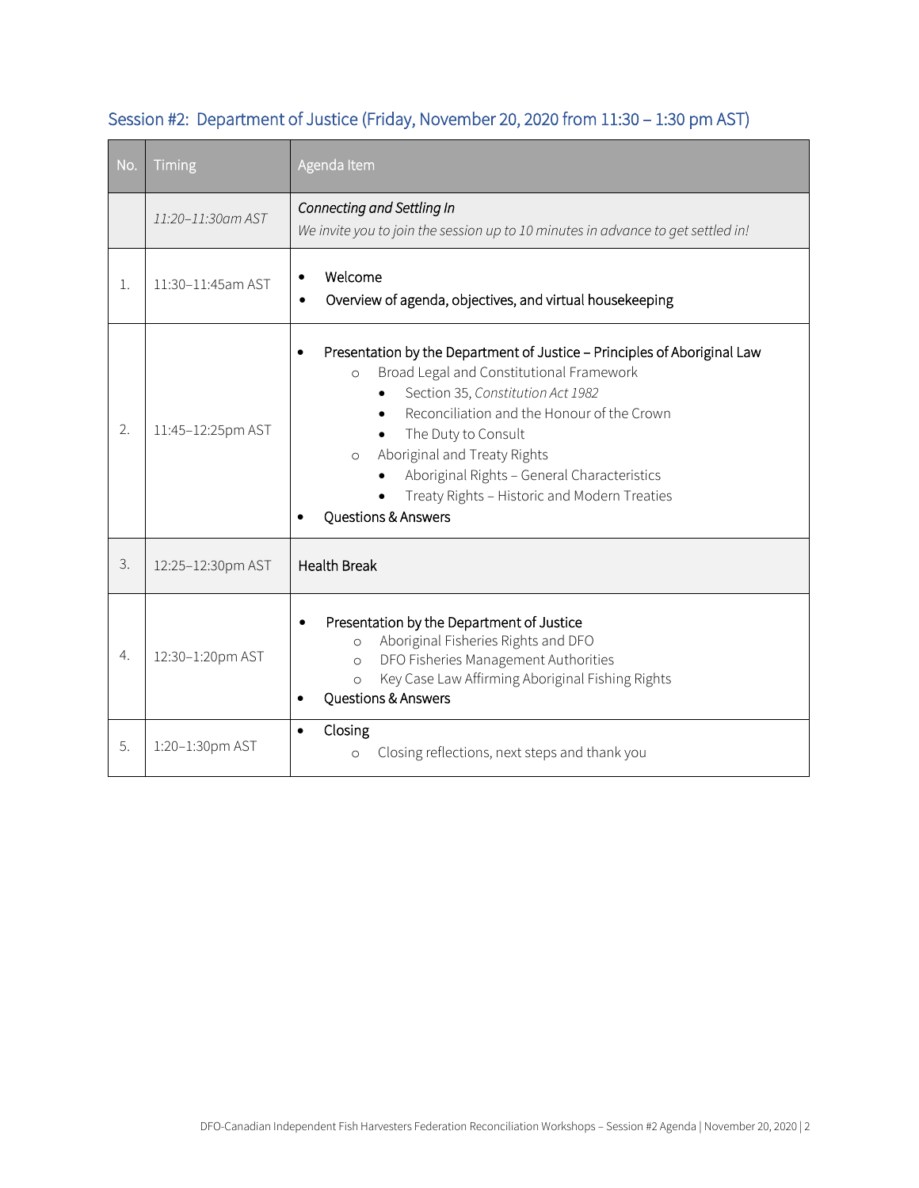## Session #2: Department of Justice (Friday, November 20, 2020 from 11:30 – 1:30 pm AST)

| No. | Timing | Agenda Item |
|---|---|---|
| | *11:20–11:30am AST* | *Connecting and Settling In*<br>*We invite you to join the session up to 10 minutes in advance to get settled in!* |
| 1. | 11:30–11:45am AST | • Welcome<br>• Overview of agenda, objectives, and virtual housekeeping |
| 2. | 11:45–12:25pm AST | • Presentation by the Department of Justice – Principles of Aboriginal Law<br>&nbsp;&nbsp;&nbsp;&nbsp;o Broad Legal and Constitutional Framework<br>&nbsp;&nbsp;&nbsp;&nbsp;&nbsp;&nbsp;&nbsp;&nbsp;• Section 35, *Constitution Act 1982*<br>&nbsp;&nbsp;&nbsp;&nbsp;&nbsp;&nbsp;&nbsp;&nbsp;• Reconciliation and the Honour of the Crown<br>&nbsp;&nbsp;&nbsp;&nbsp;&nbsp;&nbsp;&nbsp;&nbsp;• The Duty to Consult<br>&nbsp;&nbsp;&nbsp;&nbsp;o Aboriginal and Treaty Rights<br>&nbsp;&nbsp;&nbsp;&nbsp;&nbsp;&nbsp;&nbsp;&nbsp;• Aboriginal Rights – General Characteristics<br>&nbsp;&nbsp;&nbsp;&nbsp;&nbsp;&nbsp;&nbsp;&nbsp;• Treaty Rights – Historic and Modern Treaties<br>• Questions & Answers |
| 3. | 12:25–12:30pm AST | Health Break |
| 4. | 12:30–1:20pm AST | • Presentation by the Department of Justice<br>&nbsp;&nbsp;&nbsp;&nbsp;o Aboriginal Fisheries Rights and DFO<br>&nbsp;&nbsp;&nbsp;&nbsp;o DFO Fisheries Management Authorities<br>&nbsp;&nbsp;&nbsp;&nbsp;o Key Case Law Affirming Aboriginal Fishing Rights<br>• Questions & Answers |
| 5. | 1:20–1:30pm AST | • Closing<br>&nbsp;&nbsp;&nbsp;&nbsp;o Closing reflections, next steps and thank you |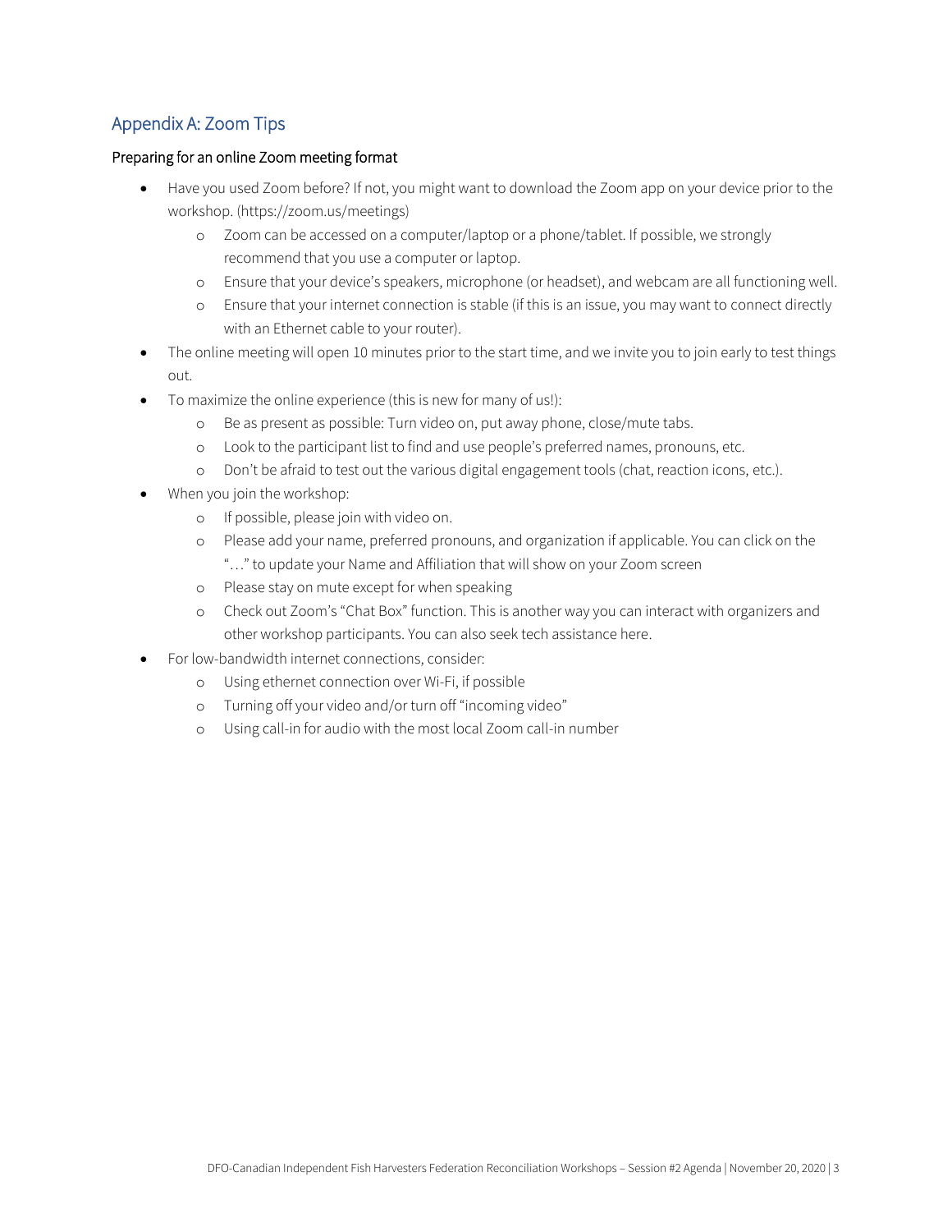## Appendix A: Zoom Tips

### Preparing for an online Zoom meeting format

- Have you used Zoom before? If not, you might want to download the Zoom app on your device prior to the workshop. (https://zoom.us/meetings)
  - Zoom can be accessed on a computer/laptop or a phone/tablet. If possible, we strongly recommend that you use a computer or laptop.
  - Ensure that your device's speakers, microphone (or headset), and webcam are all functioning well.
  - Ensure that your internet connection is stable (if this is an issue, you may want to connect directly with an Ethernet cable to your router).
- The online meeting will open 10 minutes prior to the start time, and we invite you to join early to test things out.
- To maximize the online experience (this is new for many of us!):
  - Be as present as possible: Turn video on, put away phone, close/mute tabs.
  - Look to the participant list to find and use people's preferred names, pronouns, etc.
  - Don't be afraid to test out the various digital engagement tools (chat, reaction icons, etc.).
- When you join the workshop:
  - If possible, please join with video on.
  - Please add your name, preferred pronouns, and organization if applicable. You can click on the "…" to update your Name and Affiliation that will show on your Zoom screen
  - Please stay on mute except for when speaking
  - Check out Zoom's "Chat Box" function. This is another way you can interact with organizers and other workshop participants. You can also seek tech assistance here.
- For low-bandwidth internet connections, consider:
  - Using ethernet connection over Wi-Fi, if possible
  - Turning off your video and/or turn off "incoming video"
  - Using call-in for audio with the most local Zoom call-in number